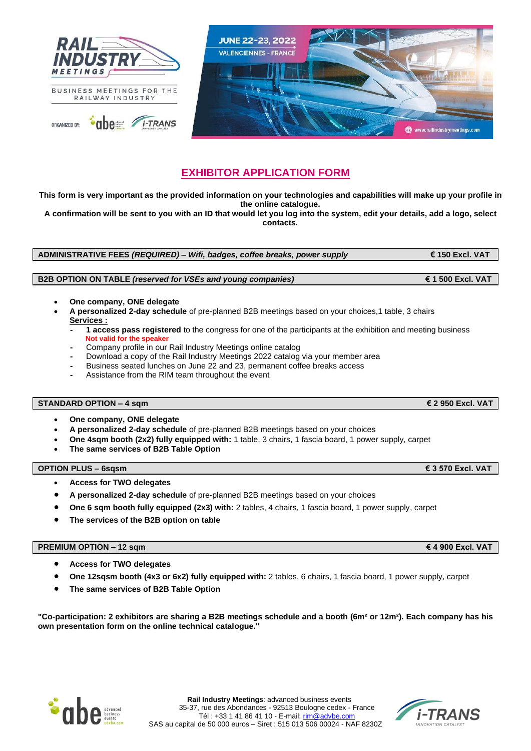RAIL INDUSTRY MEETINGS

BUSINESS MEETINGS FOR THE RAILWAY INDUSTRY

ORGANIZED BY: abe i-TRANS

JUNE 22-23, 2022
VALENCIENNES - FRANCE

www.railindustrymeetings.com

# EXHIBITOR APPLICATION FORM

**This form is very important as the provided information on your technologies and capabilities will make up your profile in the online catalogue.**
**A confirmation will be sent to you with an ID that would let you log into the system, edit your details, add a logo, select contacts.**

| **ADMINISTRATIVE FEES *(REQUIRED)* – *Wifi, badges, coffee breaks, power supply*** | **€ 150 Excl. VAT** |
|---|---|

| **B2B OPTION ON TABLE *(reserved for VSEs and young companies)*** | **€ 1 500 Excl. VAT** |
|---|---|

- **One company, ONE delegate**
- **A personalized 2-day schedule** of pre-planned B2B meetings based on your choices,1 table, 3 chairs
  **Services :**
  - **1 access pass registered** to the congress for one of the participants at the exhibition and meeting business
    Not valid for the speaker
  - Company profile in our Rail Industry Meetings online catalog
  - Download a copy of the Rail Industry Meetings 2022 catalog via your member area
  - Business seated lunches on June 22 and 23, permanent coffee breaks access
  - Assistance from the RIM team throughout the event

| **STANDARD OPTION – 4 sqm** | **€ 2 950 Excl. VAT** |
|---|---|

- **One company, ONE delegate**
- **A personalized 2-day schedule** of pre-planned B2B meetings based on your choices
- **One 4sqm booth (2x2) fully equipped with:** 1 table, 3 chairs, 1 fascia board, 1 power supply, carpet
- **The same services of B2B Table Option**

| **OPTION PLUS – 6sqsm** | **€ 3 570 Excl. VAT** |
|---|---|

- **Access for TWO delegates**
- **A personalized 2-day schedule** of pre-planned B2B meetings based on your choices
- **One 6 sqm booth fully equipped (2x3) with:** 2 tables, 4 chairs, 1 fascia board, 1 power supply, carpet
- **The services of the B2B option on table**

| **PREMIUM OPTION – 12 sqm** | **€ 4 900 Excl. VAT** |
|---|---|

- **Access for TWO delegates**
- **One 12sqsm booth (4x3 or 6x2) fully equipped with:** 2 tables, 6 chairs, 1 fascia board, 1 power supply, carpet
- **The same services of B2B Table Option**

**"Co-participation: 2 exhibitors are sharing a B2B meetings schedule and a booth (6m² or 12m²). Each company has his own presentation form on the online technical catalogue."**

**Rail Industry Meetings**: advanced business events
35-37, rue des Abondances - 92513 Boulogne cedex - France
Tél : +33 1 41 86 41 10 - E-mail: rim@advbe.com
SAS au capital de 50 000 euros – Siret : 515 013 506 00024 - NAF 8230Z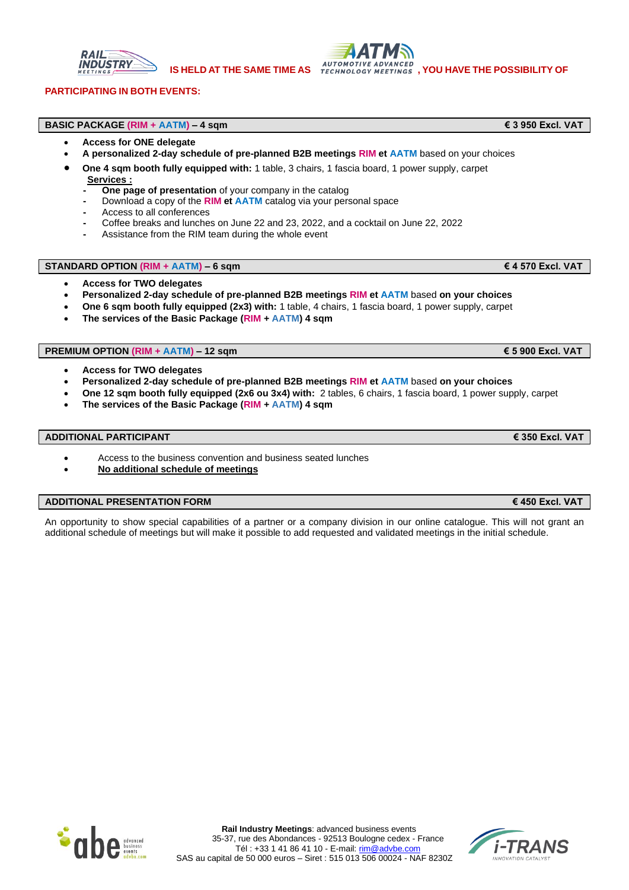**RAIL INDUSTRY MEETINGS IS HELD AT THE SAME TIME AS AATM AUTOMOTIVE ADVANCED TECHNOLOGY MEETINGS, YOU HAVE THE POSSIBILITY OF PARTICIPATING IN BOTH EVENTS:**

| **BASIC PACKAGE (RIM + AATM) – 4 sqm** | **€ 3 950 Excl. VAT** |
|---|---|

- **Access for ONE delegate**
- **A personalized 2-day schedule of pre-planned B2B meetings RIM et AATM** based on your choices
- **One 4 sqm booth fully equipped with:** 1 table, 3 chairs, 1 fascia board, 1 power supply, carpet

  **Services :**
  - **One page of presentation** of your company in the catalog
  - Download a copy of the **RIM et AATM** catalog via your personal space
  - Access to all conferences
  - Coffee breaks and lunches on June 22 and 23, 2022, and a cocktail on June 22, 2022
  - Assistance from the RIM team during the whole event

| **STANDARD OPTION (RIM + AATM) – 6 sqm** | **€ 4 570 Excl. VAT** |
|---|---|

- **Access for TWO delegates**
- **Personalized 2-day schedule of pre-planned B2B meetings RIM et AATM** based **on your choices**
- **One 6 sqm booth fully equipped (2x3) with:** 1 table, 4 chairs, 1 fascia board, 1 power supply, carpet
- **The services of the Basic Package (RIM + AATM) 4 sqm**

| **PREMIUM OPTION (RIM + AATM) – 12 sqm** | **€ 5 900 Excl. VAT** |
|---|---|

- **Access for TWO delegates**
- **Personalized 2-day schedule of pre-planned B2B meetings RIM et AATM** based **on your choices**
- **One 12 sqm booth fully equipped (2x6 ou 3x4) with:** 2 tables, 6 chairs, 1 fascia board, 1 power supply, carpet
- **The services of the Basic Package (RIM + AATM) 4 sqm**

| **ADDITIONAL PARTICIPANT** | **€ 350 Excl. VAT** |
|---|---|

- Access to the business convention and business seated lunches
- **No additional schedule of meetings**

| **ADDITIONAL PRESENTATION FORM** | **€ 450 Excl. VAT** |
|---|---|

An opportunity to show special capabilities of a partner or a company division in our online catalogue. This will not grant an additional schedule of meetings but will make it possible to add requested and validated meetings in the initial schedule.

**Rail Industry Meetings**: advanced business events
35-37, rue des Abondances - 92513 Boulogne cedex - France
Tél : +33 1 41 86 41 10 - E-mail: rim@advbe.com
SAS au capital de 50 000 euros – Siret : 515 013 506 00024 - NAF 8230Z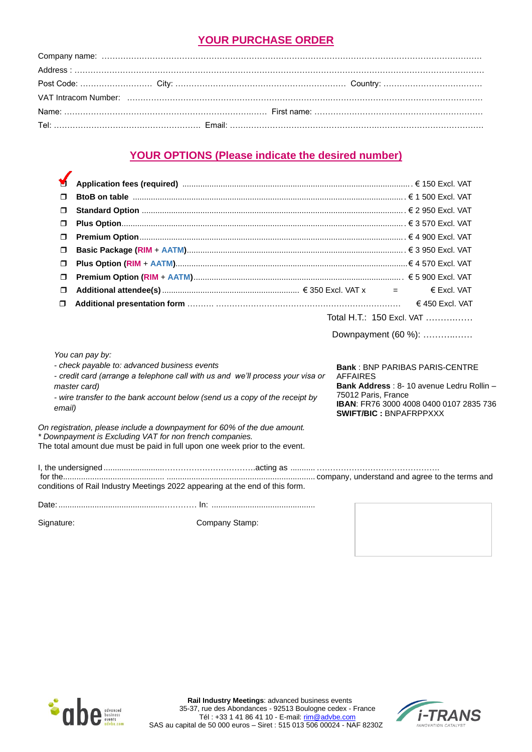## YOUR PURCHASE ORDER

Company name: ……………………………………………………………………………………………………………………

Address : ……………………………………………………………………………………………………………………………

Post Code: ……………………… City: ………………………………………………………… Country: ………………………………

VAT Intracom Number: ……………………………………………………………………………………………………………

Name: …………………………………………………………………… First name: ………………………………………………………

Tel: ……………………………………………… Email: ………………………………………………………………………………………

## YOUR OPTIONS (Please indicate the desired number)

- ☑ **Application fees (required)** ........................................................ € 150 Excl. VAT
- ❐ **BtoB on table** ........................................................ € 1 500 Excl. VAT
- ❐ **Standard Option** ........................................................ € 2 950 Excl. VAT
- ❐ **Plus Option** ........................................................ € 3 570 Excl. VAT
- ❐ **Premium Option** ........................................................ € 4 900 Excl. VAT
- ❐ **Basic Package (RIM + AATM)** ........................................................ € 3 950 Excl. VAT
- ❐ **Plus Option (RIM + AATM)** ........................................................ € 4 570 Excl. VAT
- ❐ **Premium Option (RIM + AATM)** ........................................................ € 5 900 Excl. VAT
- ❐ **Additional attendee(s)** ........................................................ € 350 Excl. VAT x = € Excl. VAT
- ❐ **Additional presentation form** .......... ........................................................ € 450 Excl. VAT

Total H.T.: 150 Excl. VAT ……………

Downpayment (60 %): ………..……

*You can pay by:*

*- check payable to: advanced business events*

*- credit card (arrange a telephone call with us and we'll process your visa or master card)*

*- wire transfer to the bank account below (send us a copy of the receipt by email)*

**Bank** : BNP PARIBAS PARIS-CENTRE AFFAIRES
**Bank Address** : 8- 10 avenue Ledru Rollin – 75012 Paris, France
**IBAN**: FR76 3000 4008 0400 0107 2835 736
**SWIFT/BIC :** BNPAFRPPXXX

*On registration, please include a downpayment for 60% of the due amount.*
*\* Downpayment is Excluding VAT for non french companies.*
The total amount due must be paid in full upon one week prior to the event.

I, the undersigned ……………………………………………………acting as ……… ………………………………………… for the………………………………… ……………………………………………………… company, understand and agree to the terms and conditions of Rail Industry Meetings 2022 appearing at the end of this form.

Date: ………………………………………… In: ……………………………………

Signature: Company Stamp:

**Rail Industry Meetings**: advanced business events
35-37, rue des Abondances - 92513 Boulogne cedex - France
Tél : +33 1 41 86 41 10 - E-mail: rim@advbe.com
SAS au capital de 50 000 euros – Siret : 515 013 506 00024 - NAF 8230Z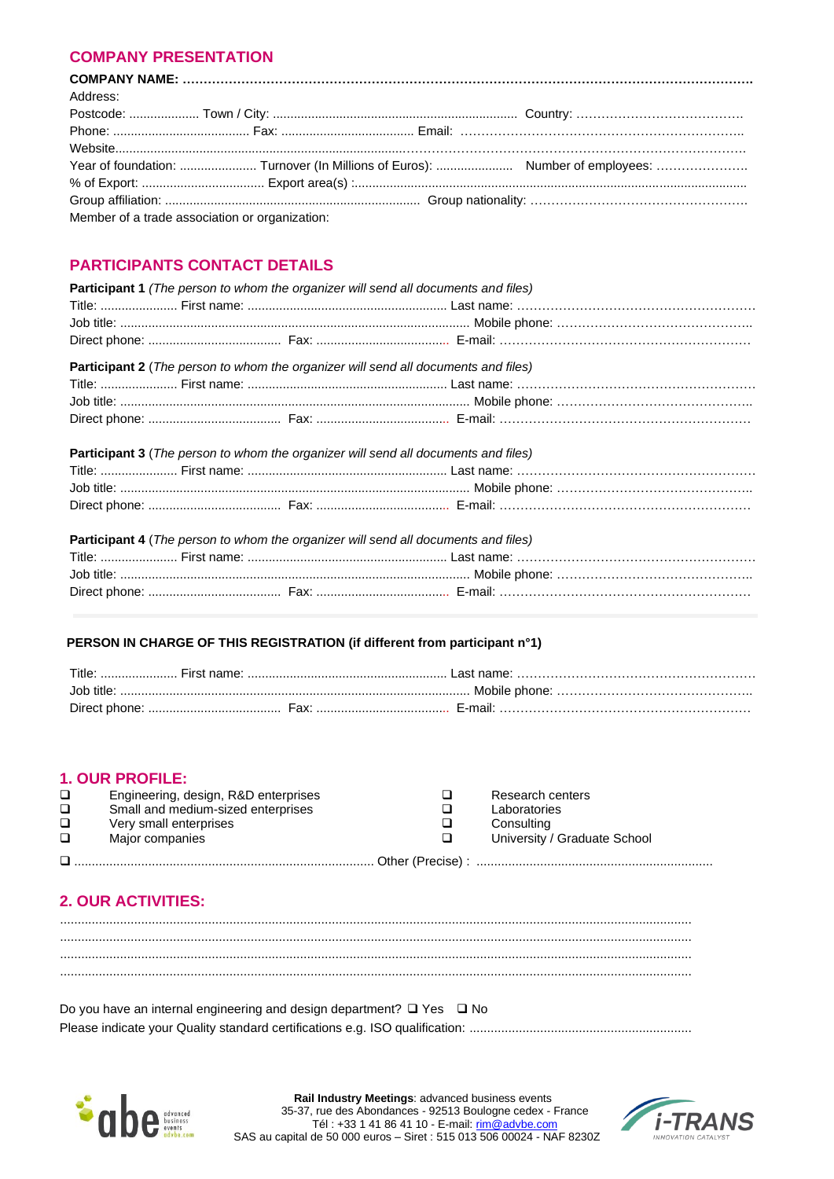## COMPANY PRESENTATION

**COMPANY NAME: ……………………………………………………………………………………………………………………….**

Address:

Postcode: .................... Town / City: ...................................................................... Country: …………………………………

Phone: ...................................... Fax: ..................................... Email: ……………………………………………………………

Website……………………………………………………………………………………………………………………………………

Year of foundation: ...................... Turnover (In Millions of Euros): ...................... Number of employees: ………………….

% of Export: .................................. Export area(s) :……………………………………………………………………………………

Group affiliation: ......................................................................... Group nationality: ……………………………………………

Member of a trade association or organization:

## PARTICIPANTS CONTACT DETAILS

**Participant 1** *(The person to whom the organizer will send all documents and files)*

Title: ...................... First name: ......................................................... Last name: …………………………………………………

Job title: ........................................................................................................ Mobile phone: ………………………………………..

Direct phone: ...................................... Fax: ...................................... E-mail: ……………………………………………………

**Participant 2** (*The person to whom the organizer will send all documents and files)*

Title: ...................... First name: ......................................................... Last name: …………………………………………………

Job title: ........................................................................................................ Mobile phone: ………………………………………..

Direct phone: ...................................... Fax: ...................................... E-mail: ……………………………………………………

**Participant 3** (*The person to whom the organizer will send all documents and files)*

Title: ...................... First name: ......................................................... Last name: …………………………………………………

Job title: ........................................................................................................ Mobile phone: ………………………………………..

Direct phone: ...................................... Fax: ...................................... E-mail: ……………………………………………………

**Participant 4** (*The person to whom the organizer will send all documents and files)*

Title: ...................... First name: ......................................................... Last name: …………………………………………………

Job title: ........................................................................................................ Mobile phone: ………………………………………..

Direct phone: ...................................... Fax: ...................................... E-mail: ……………………………………………………

**PERSON IN CHARGE OF THIS REGISTRATION (if different from participant n°1)**

Title: ...................... First name: ......................................................... Last name: …………………………………………………

Job title: ........................................................................................................ Mobile phone: ………………………………………..

Direct phone: ...................................... Fax: ...................................... E-mail: ……………………………………………………

## 1. OUR PROFILE:

- ❑ Engineering, design, R&D enterprises
- ❑ Small and medium-sized enterprises
- ❑ Very small enterprises
- ❑ Major companies
- ❑ Research centers
- ❑ Laboratories
- ❑ Consulting
- ❑ University / Graduate School

❑ ..................................................................................... Other (Precise) : ..................................................................

## 2. OUR ACTIVITIES:

..........................................................................................................................................................................

..........................................................................................................................................................................

..........................................................................................................................................................................

..........................................................................................................................................................................

Do you have an internal engineering and design department? ❑ Yes ❑ No

Please indicate your Quality standard certifications e.g. ISO qualification: ..............................................................

**Rail Industry Meetings**: advanced business events
35-37, rue des Abondances - 92513 Boulogne cedex - France
Tél : +33 1 41 86 41 10 - E-mail: rim@advbe.com
SAS au capital de 50 000 euros – Siret : 515 013 506 00024 - NAF 8230Z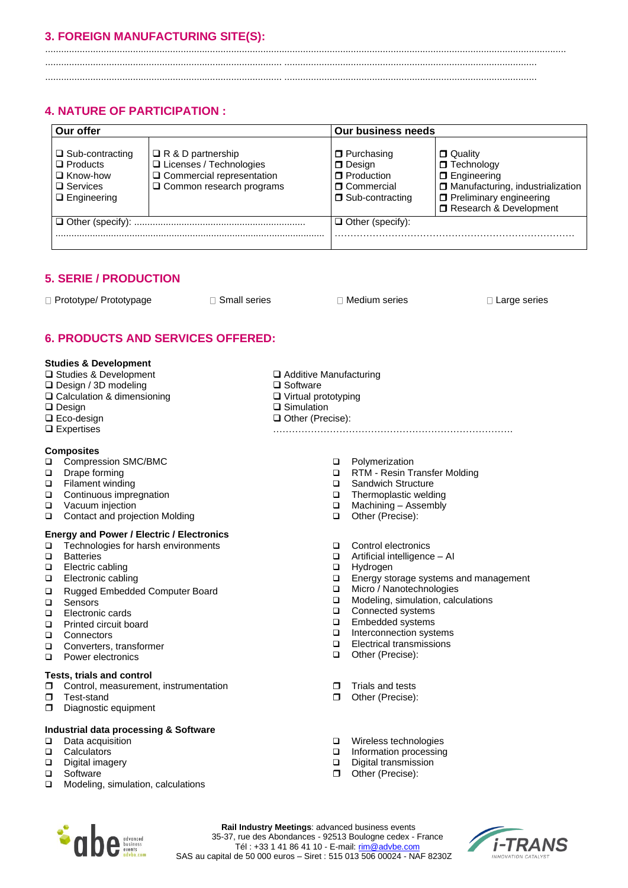## 3. FOREIGN MANUFACTURING SITE(S):

..........................................................................................................................................................................

..........................................................................................................................................................................

..........................................................................................................................................................................

## 4. NATURE OF PARTICIPATION :

| Our offer | | Our business needs | |
|---|---|---|---|
| ❑ Sub-contracting<br>❑ Products<br>❑ Know-how<br>❑ Services<br>❑ Engineering | ❑ R & D partnership<br>❑ Licenses / Technologies<br>❑ Commercial representation<br>❑ Common research programs | ❒ Purchasing<br>❒ Design<br>❒ Production<br>❒ Commercial<br>❒ Sub-contracting | ❒ Quality<br>❒ Technology<br>❒ Engineering<br>❒ Manufacturing, industrialization<br>❒ Preliminary engineering<br>❒ Research & Development |
| ❑ Other (specify): ................................................................................................................................................ | | ❑ Other (specify): .................................................................... | |

## 5. SERIE / PRODUCTION

□ Prototype/ Prototypage □ Small series □ Medium series □ Large series

## 6. PRODUCTS AND SERVICES OFFERED:

**Studies & Development**

- ❑ Studies & Development
- ❑ Design / 3D modeling
- ❑ Calculation & dimensioning
- ❑ Design
- ❑ Eco-design
- ❑ Expertises
- ❑ Additive Manufacturing
- ❑ Software
- ❑ Virtual prototyping
- ❑ Simulation
- ❑ Other (Precise): ......................................................................

**Composites**

- ❑ Compression SMC/BMC
- ❑ Drape forming
- ❑ Filament winding
- ❑ Continuous impregnation
- ❑ Vacuum injection
- ❑ Contact and projection Molding
- ❑ Polymerization
- ❑ RTM - Resin Transfer Molding
- ❑ Sandwich Structure
- ❑ Thermoplastic welding
- ❑ Machining – Assembly
- ❑ Other (Precise):

**Energy and Power / Electric / Electronics**

- ❑ Technologies for harsh environments
- ❑ Batteries
- ❑ Electric cabling
- ❑ Electronic cabling
- ❑ Rugged Embedded Computer Board
- ❑ Sensors
- ❑ Electronic cards
- ❑ Printed circuit board
- ❑ Connectors
- ❑ Converters, transformer
- ❑ Power electronics
- ❑ Control electronics
- ❑ Artificial intelligence – AI
- ❑ Hydrogen
- ❑ Energy storage systems and management
- ❑ Micro / Nanotechnologies
- ❑ Modeling, simulation, calculations
- ❑ Connected systems
- ❑ Embedded systems
- ❑ Interconnection systems
- ❑ Electrical transmissions
- ❑ Other (Precise):

**Tests, trials and control**

- ❒ Control, measurement, instrumentation
- ❒ Test-stand
- ❒ Diagnostic equipment
- ❒ Trials and tests
- ❒ Other (Precise):

**Industrial data processing & Software**

- ❑ Data acquisition
- ❑ Calculators
- ❑ Digital imagery
- ❑ Software
- ❑ Modeling, simulation, calculations
- ❑ Wireless technologies
- ❑ Information processing
- ❑ Digital transmission
- ❒ Other (Precise):

**Rail Industry Meetings**: advanced business events
35-37, rue des Abondances - 92513 Boulogne cedex - France
Tél : +33 1 41 86 41 10 - E-mail: rim@advbe.com
SAS au capital de 50 000 euros – Siret : 515 013 506 00024 - NAF 8230Z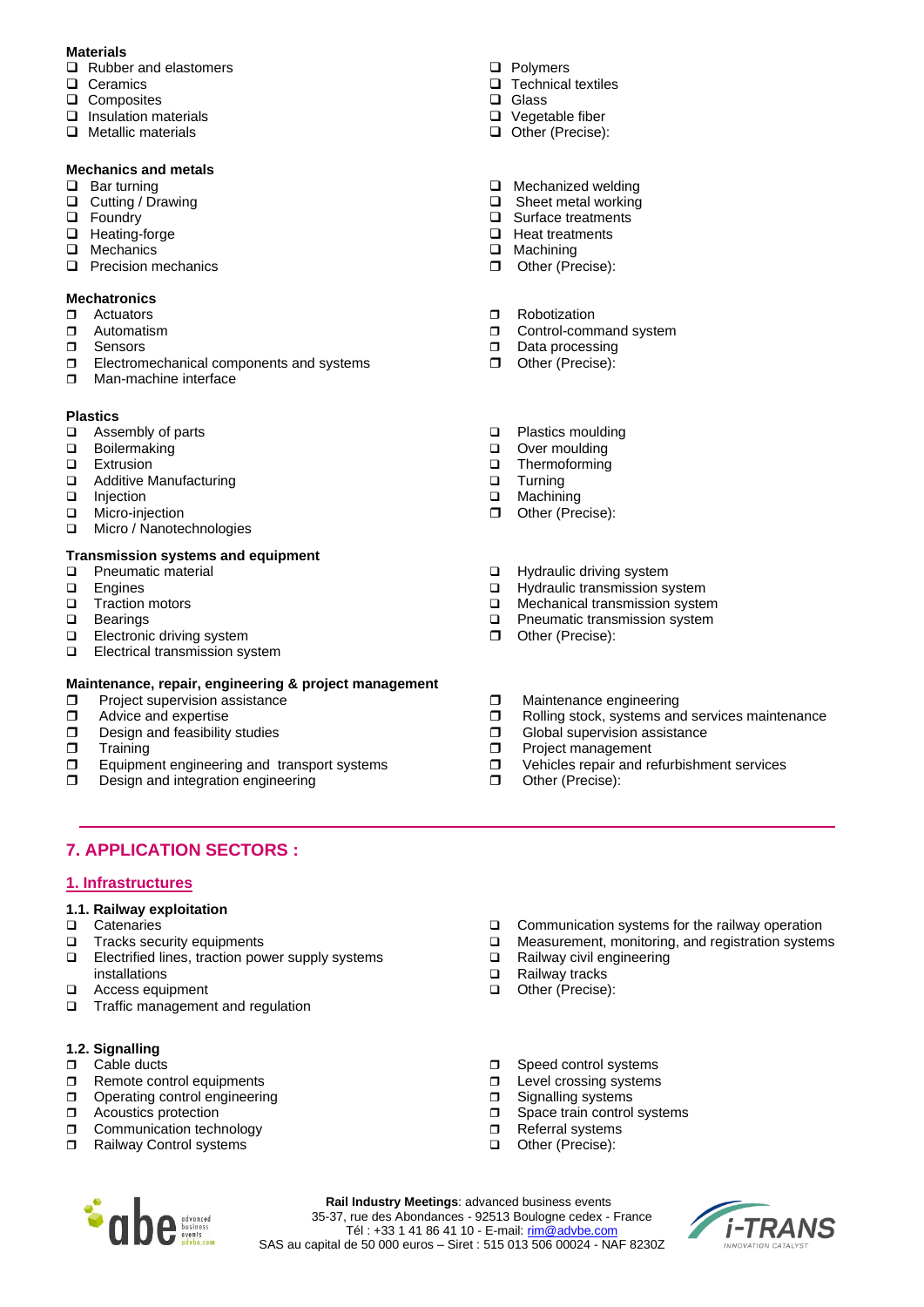**Materials**

- ☐ Rubber and elastomers
- ☐ Ceramics
- ☐ Composites
- ☐ Insulation materials
- ☐ Metallic materials
- ☐ Polymers
- ☐ Technical textiles
- ☐ Glass
- ☐ Vegetable fiber
- ☐ Other (Precise):

**Mechanics and metals**

- ☐ Bar turning
- ☐ Cutting / Drawing
- ☐ Foundry
- ☐ Heating-forge
- ☐ Mechanics
- ☐ Precision mechanics
- ☐ Mechanized welding
- ☐ Sheet metal working
- ☐ Surface treatments
- ☐ Heat treatments
- ☐ Machining
- ☐ Other (Precise):

**Mechatronics**

- ☐ Actuators
- ☐ Automatism
- ☐ Sensors
- ☐ Electromechanical components and systems
- ☐ Man-machine interface
- ☐ Robotization
- ☐ Control-command system
- ☐ Data processing
- ☐ Other (Precise):

**Plastics**

- ☐ Assembly of parts
- ☐ Boilermaking
- ☐ Extrusion
- ☐ Additive Manufacturing
- ☐ Injection
- ☐ Micro-injection
- ☐ Micro / Nanotechnologies
- ☐ Plastics moulding
- ☐ Over moulding
- ☐ Thermoforming
- ☐ Turning
- ☐ Machining
- ☐ Other (Precise):

**Transmission systems and equipment**

- ☐ Pneumatic material
- ☐ Engines
- ☐ Traction motors
- ☐ Bearings
- ☐ Electronic driving system
- ☐ Electrical transmission system
- ☐ Hydraulic driving system
- ☐ Hydraulic transmission system
- ☐ Mechanical transmission system
- ☐ Pneumatic transmission system
- ☐ Other (Precise):

**Maintenance, repair, engineering & project management**

- ☐ Project supervision assistance
- ☐ Advice and expertise
- ☐ Design and feasibility studies
- ☐ Training
- ☐ Equipment engineering and transport systems
- ☐ Design and integration engineering
- ☐ Maintenance engineering
- ☐ Rolling stock, systems and services maintenance
- ☐ Global supervision assistance
- ☐ Project management
- ☐ Vehicles repair and refurbishment services
- ☐ Other (Precise):

## 7. APPLICATION SECTORS :

### 1. Infrastructures

**1.1. Railway exploitation**

- ☐ Catenaries
- ☐ Tracks security equipments
- ☐ Electrified lines, traction power supply systems installations
- ☐ Access equipment
- ☐ Traffic management and regulation
- ☐ Communication systems for the railway operation
- ☐ Measurement, monitoring, and registration systems
- ☐ Railway civil engineering
- ☐ Railway tracks
- ☐ Other (Precise):

**1.2. Signalling**

- ☐ Cable ducts
- ☐ Remote control equipments
- ☐ Operating control engineering
- ☐ Acoustics protection
- ☐ Communication technology
- ☐ Railway Control systems
- ☐ Speed control systems
- ☐ Level crossing systems
- ☐ Signalling systems
- ☐ Space train control systems
- ☐ Referral systems
- ☐ Other (Precise):

**Rail Industry Meetings**: advanced business events
35-37, rue des Abondances - 92513 Boulogne cedex - France
Tél : +33 1 41 86 41 10 - E-mail: rim@advbe.com
SAS au capital de 50 000 euros – Siret : 515 013 506 00024 - NAF 8230Z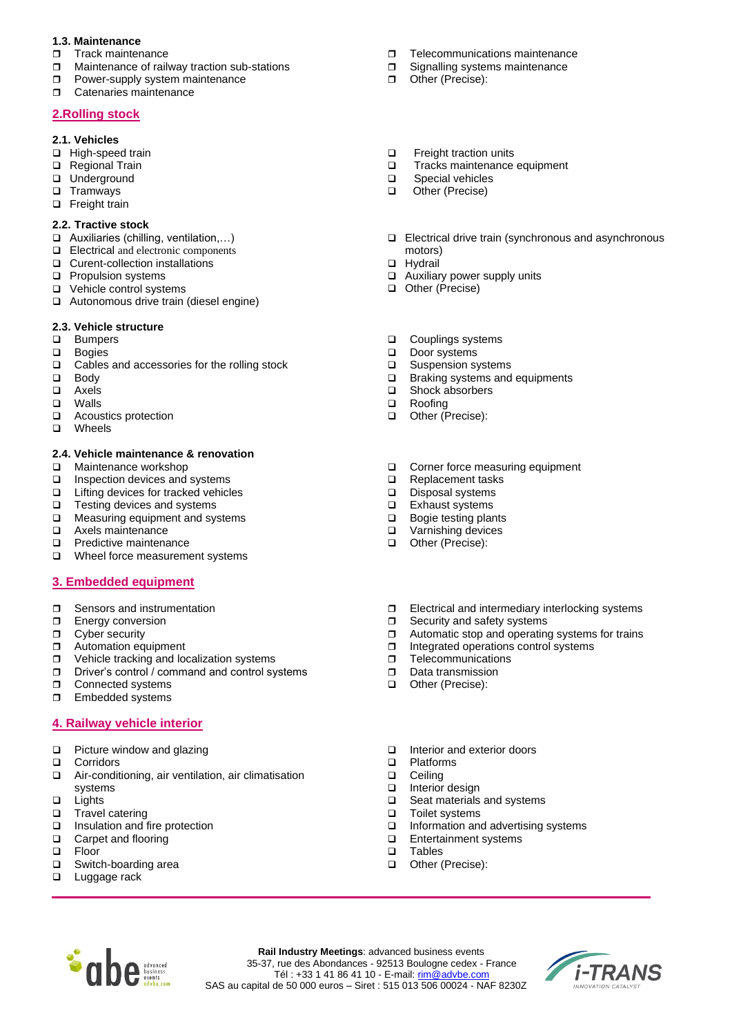### 1.3. Maintenance

- ❒ Track maintenance
- ❒ Maintenance of railway traction sub-stations
- ❒ Power-supply system maintenance
- ❒ Catenaries maintenance
- ❒ Telecommunications maintenance
- ❒ Signalling systems maintenance
- ❒ Other (Precise):

## 2.Rolling stock

### 2.1. Vehicles

- ❑ High-speed train
- ❑ Regional Train
- ❑ Underground
- ❑ Tramways
- ❑ Freight train
- ❑ Freight traction units
- ❑ Tracks maintenance equipment
- ❑ Special vehicles
- ❑ Other (Precise)

### 2.2. Tractive stock

- ❑ Auxiliaries (chilling, ventilation,…)
- ❑ Electrical and electronic components
- ❑ Curent-collection installations
- ❑ Propulsion systems
- ❑ Vehicle control systems
- ❑ Autonomous drive train (diesel engine)
- ❑ Electrical drive train (synchronous and asynchronous motors)
- ❑ Hydrail
- ❑ Auxiliary power supply units
- ❑ Other (Precise)

### 2.3. Vehicle structure

- ❑ Bumpers
- ❑ Bogies
- ❑ Cables and accessories for the rolling stock
- ❑ Body
- ❑ Axels
- ❑ Walls
- ❑ Acoustics protection
- ❑ Wheels
- ❑ Couplings systems
- ❑ Door systems
- ❑ Suspension systems
- ❑ Braking systems and equipments
- ❑ Shock absorbers
- ❑ Roofing
- ❑ Other (Precise):

### 2.4. Vehicle maintenance & renovation

- ❑ Maintenance workshop
- ❑ Inspection devices and systems
- ❑ Lifting devices for tracked vehicles
- ❑ Testing devices and systems
- ❑ Measuring equipment and systems
- ❑ Axels maintenance
- ❑ Predictive maintenance
- ❑ Wheel force measurement systems
- ❑ Corner force measuring equipment
- ❑ Replacement tasks
- ❑ Disposal systems
- ❑ Exhaust systems
- ❑ Bogie testing plants
- ❑ Varnishing devices
- ❑ Other (Precise):

## 3. Embedded equipment

- ❒ Sensors and instrumentation
- ❒ Energy conversion
- ❒ Cyber security
- ❒ Automation equipment
- ❒ Vehicle tracking and localization systems
- ❒ Driver's control / command and control systems
- ❒ Connected systems
- ❒ Embedded systems
- ❒ Electrical and intermediary interlocking systems
- ❒ Security and safety systems
- ❒ Automatic stop and operating systems for trains
- ❒ Integrated operations control systems
- ❒ Telecommunications
- ❒ Data transmission
- ❑ Other (Precise):

## 4. Railway vehicle interior

- ❑ Picture window and glazing
- ❑ Corridors
- ❑ Air-conditioning, air ventilation, air climatisation systems
- ❑ Lights
- ❑ Travel catering
- ❑ Insulation and fire protection
- ❑ Carpet and flooring
- ❑ Floor
- ❑ Switch-boarding area
- ❑ Luggage rack
- ❑ Interior and exterior doors
- ❑ Platforms
- ❑ Ceiling
- ❑ Interior design
- ❑ Seat materials and systems
- ❑ Toilet systems
- ❑ Information and advertising systems
- ❑ Entertainment systems
- ❑ Tables
- ❑ Other (Precise):

**Rail Industry Meetings**: advanced business events
35-37, rue des Abondances - 92513 Boulogne cedex - France
Tél : +33 1 41 86 41 10 - E-mail: rim@advbe.com
SAS au capital de 50 000 euros – Siret : 515 013 506 00024 - NAF 8230Z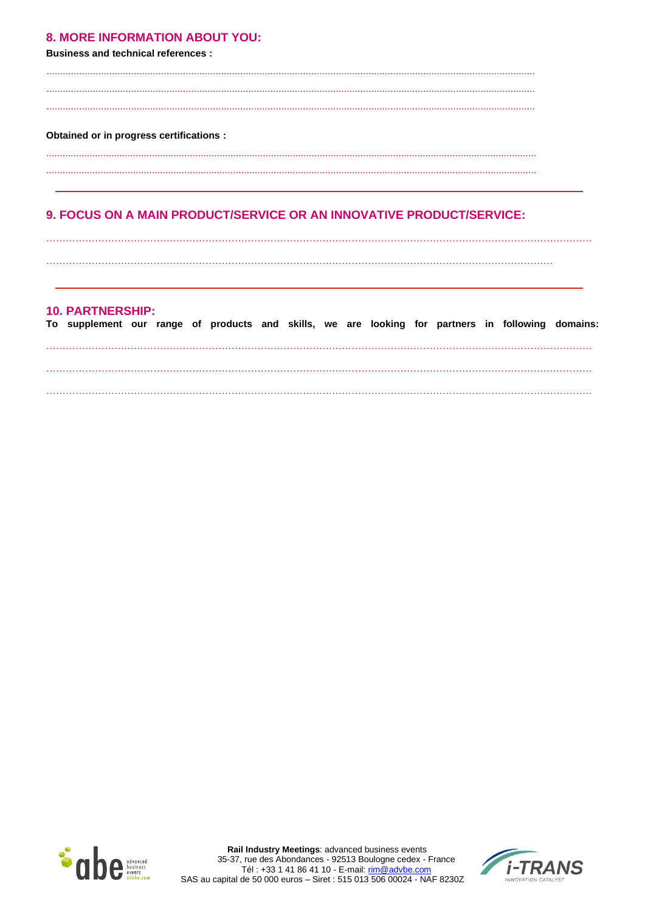## 8. MORE INFORMATION ABOUT YOU:

**Business and technical references :**

..................................................................................................................................................................

..................................................................................................................................................................

..................................................................................................................................................................

**Obtained or in progress certifications :**

..................................................................................................................................................................

..................................................................................................................................................................

## 9. FOCUS ON A MAIN PRODUCT/SERVICE OR AN INNOVATIVE PRODUCT/SERVICE:

..................................................................................................................................................................

..................................................................................................................................................................

## 10. PARTNERSHIP:

**To supplement our range of products and skills, we are looking for partners in following domains:**

..................................................................................................................................................................

..................................................................................................................................................................

..................................................................................................................................................................

**Rail Industry Meetings**: advanced business events
35-37, rue des Abondances - 92513 Boulogne cedex - France
Tél : +33 1 41 86 41 10 - E-mail: rim@advbe.com
SAS au capital de 50 000 euros – Siret : 515 013 506 00024 - NAF 8230Z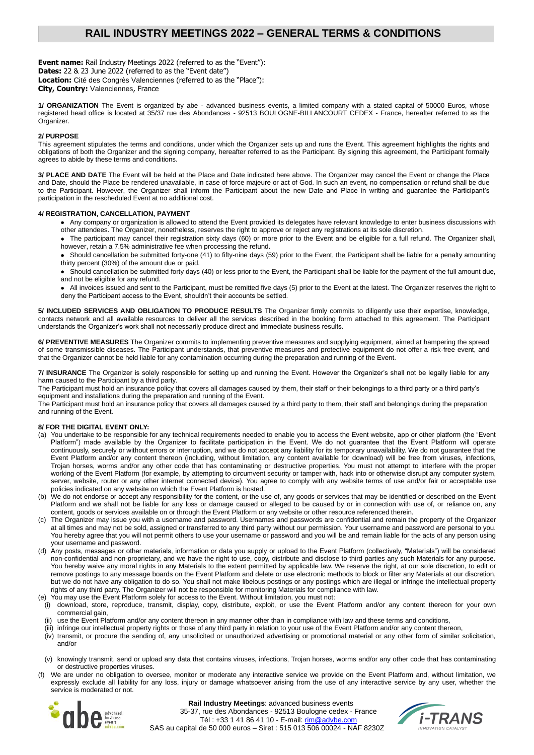# RAIL INDUSTRY MEETINGS 2022 – GENERAL TERMS & CONDITIONS

**Event name:** Rail Industry Meetings 2022 (referred to as the "Event"):
**Dates:** 22 & 23 June 2022 (referred to as the "Event date")
**Location:** Cité des Congrès Valenciennes (referred to as the "Place"):
**City, Country:** Valenciennes, France

**1/ ORGANIZATION** The Event is organized by abe - advanced business events, a limited company with a stated capital of 50000 Euros, whose registered head office is located at 35/37 rue des Abondances - 92513 BOULOGNE-BILLANCOURT CEDEX - France, hereafter referred to as the Organizer.

**2/ PURPOSE**
This agreement stipulates the terms and conditions, under which the Organizer sets up and runs the Event. This agreement highlights the rights and obligations of both the Organizer and the signing company, hereafter referred to as the Participant. By signing this agreement, the Participant formally agrees to abide by these terms and conditions.

**3/ PLACE AND DATE** The Event will be held at the Place and Date indicated here above. The Organizer may cancel the Event or change the Place and Date, should the Place be rendered unavailable, in case of force majeure or act of God. In such an event, no compensation or refund shall be due to the Participant. However, the Organizer shall inform the Participant about the new Date and Place in writing and guarantee the Participant's participation in the rescheduled Event at no additional cost.

**4/ REGISTRATION, CANCELLATION, PAYMENT**

- Any company or organization is allowed to attend the Event provided its delegates have relevant knowledge to enter business discussions with other attendees. The Organizer, nonetheless, reserves the right to approve or reject any registrations at its sole discretion.
- The participant may cancel their registration sixty days (60) or more prior to the Event and be eligible for a full refund. The Organizer shall, however, retain a 7.5% administrative fee when processing the refund.
- Should cancellation be submitted forty-one (41) to fifty-nine days (59) prior to the Event, the Participant shall be liable for a penalty amounting thirty percent (30%) of the amount due or paid.
- Should cancellation be submitted forty days (40) or less prior to the Event, the Participant shall be liable for the payment of the full amount due, and not be eligible for any refund.
- All invoices issued and sent to the Participant, must be remitted five days (5) prior to the Event at the latest. The Organizer reserves the right to deny the Participant access to the Event, shouldn't their accounts be settled.

**5/ INCLUDED SERVICES AND OBLIGATION TO PRODUCE RESULTS** The Organizer firmly commits to diligently use their expertise, knowledge, contacts network and all available resources to deliver all the services described in the booking form attached to this agreement. The Participant understands the Organizer's work shall not necessarily produce direct and immediate business results.

**6/ PREVENTIVE MEASURES** The Organizer commits to implementing preventive measures and supplying equipment, aimed at hampering the spread of some transmissible diseases. The Participant understands, that preventive measures and protective equipment do not offer a risk-free event, and that the Organizer cannot be held liable for any contamination occurring during the preparation and running of the Event.

**7/ INSURANCE** The Organizer is solely responsible for setting up and running the Event. However the Organizer's shall not be legally liable for any harm caused to the Participant by a third party.
The Participant must hold an insurance policy that covers all damages caused by them, their staff or their belongings to a third party or a third party's equipment and installations during the preparation and running of the Event.
The Participant must hold an insurance policy that covers all damages caused by a third party to them, their staff and belongings during the preparation and running of the Event.

**8/ FOR THE DIGITAL EVENT ONLY:**

(a) You undertake to be responsible for any technical requirements needed to enable you to access the Event website, app or other platform (the "Event Platform") made available by the Organizer to facilitate participation in the Event. We do not guarantee that the Event Platform will operate continuously, securely or without errors or interruption, and we do not accept any liability for its temporary unavailability. We do not guarantee that the Event Platform and/or any content thereon (including, without limitation, any content available for download) will be free from viruses, infections, Trojan horses, worms and/or any other code that has contaminating or destructive properties. You must not attempt to interfere with the proper working of the Event Platform (for example, by attempting to circumvent security or tamper with, hack into or otherwise disrupt any computer system, server, website, router or any other internet connected device). You agree to comply with any website terms of use and/or fair or acceptable use policies indicated on any website on which the Event Platform is hosted.

(b) We do not endorse or accept any responsibility for the content, or the use of, any goods or services that may be identified or described on the Event Platform and we shall not be liable for any loss or damage caused or alleged to be caused by or in connection with use of, or reliance on, any content, goods or services available on or through the Event Platform or any website or other resource referenced therein.

(c) The Organizer may issue you with a username and password. Usernames and passwords are confidential and remain the property of the Organizer at all times and may not be sold, assigned or transferred to any third party without our permission. Your username and password are personal to you. You hereby agree that you will not permit others to use your username or password and you will be and remain liable for the acts of any person using your username and password.

(d) Any posts, messages or other materials, information or data you supply or upload to the Event Platform (collectively, "Materials") will be considered non-confidential and non-proprietary, and we have the right to use, copy, distribute and disclose to third parties any such Materials for any purpose. You hereby waive any moral rights in any Materials to the extent permitted by applicable law. We reserve the right, at our sole discretion, to edit or remove postings to any message boards on the Event Platform and delete or use electronic methods to block or filter any Materials at our discretion, but we do not have any obligation to do so. You shall not make libelous postings or any postings which are illegal or infringe the intellectual property rights of any third party. The Organizer will not be responsible for monitoring Materials for compliance with law.

(e) You may use the Event Platform solely for access to the Event. Without limitation, you must not:
  - (i) download, store, reproduce, transmit, display, copy, distribute, exploit, or use the Event Platform and/or any content thereon for your own commercial gain,
  - (ii) use the Event Platform and/or any content thereon in any manner other than in compliance with law and these terms and conditions,
  - (iii) infringe our intellectual property rights or those of any third party in relation to your use of the Event Platform and/or any content thereon,
  - (iv) transmit, or procure the sending of, any unsolicited or unauthorized advertising or promotional material or any other form of similar solicitation, and/or
  - (v) knowingly transmit, send or upload any data that contains viruses, infections, Trojan horses, worms and/or any other code that has contaminating or destructive properties viruses.

(f) We are under no obligation to oversee, monitor or moderate any interactive service we provide on the Event Platform and, without limitation, we expressly exclude all liability for any loss, injury or damage whatsoever arising from the use of any interactive service by any user, whether the service is moderated or not.

**Rail Industry Meetings**: advanced business events
35-37, rue des Abondances - 92513 Boulogne cedex - France
Tél : +33 1 41 86 41 10 - E-mail: rim@advbe.com
SAS au capital de 50 000 euros – Siret : 515 013 506 00024 - NAF 8230Z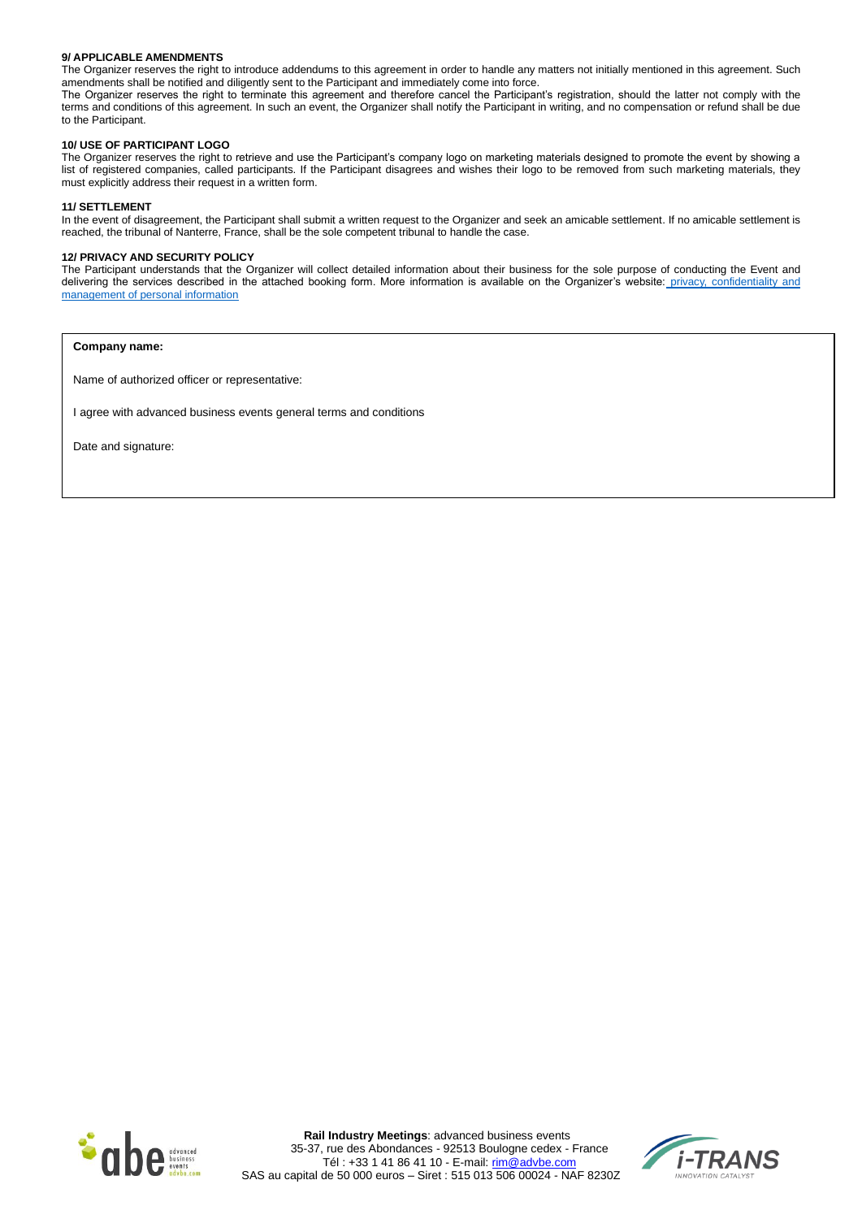### 9/ APPLICABLE AMENDMENTS

The Organizer reserves the right to introduce addendums to this agreement in order to handle any matters not initially mentioned in this agreement. Such amendments shall be notified and diligently sent to the Participant and immediately come into force.

The Organizer reserves the right to terminate this agreement and therefore cancel the Participant's registration, should the latter not comply with the terms and conditions of this agreement. In such an event, the Organizer shall notify the Participant in writing, and no compensation or refund shall be due to the Participant.

### 10/ USE OF PARTICIPANT LOGO

The Organizer reserves the right to retrieve and use the Participant's company logo on marketing materials designed to promote the event by showing a list of registered companies, called participants. If the Participant disagrees and wishes their logo to be removed from such marketing materials, they must explicitly address their request in a written form.

### 11/ SETTLEMENT

In the event of disagreement, the Participant shall submit a written request to the Organizer and seek an amicable settlement. If no amicable settlement is reached, the tribunal of Nanterre, France, shall be the sole competent tribunal to handle the case.

### 12/ PRIVACY AND SECURITY POLICY

The Participant understands that the Organizer will collect detailed information about their business for the sole purpose of conducting the Event and delivering the services described in the attached booking form. More information is available on the Organizer's website: privacy, confidentiality and management of personal information

---

**Company name:**

Name of authorized officer or representative:

I agree with advanced business events general terms and conditions

Date and signature: